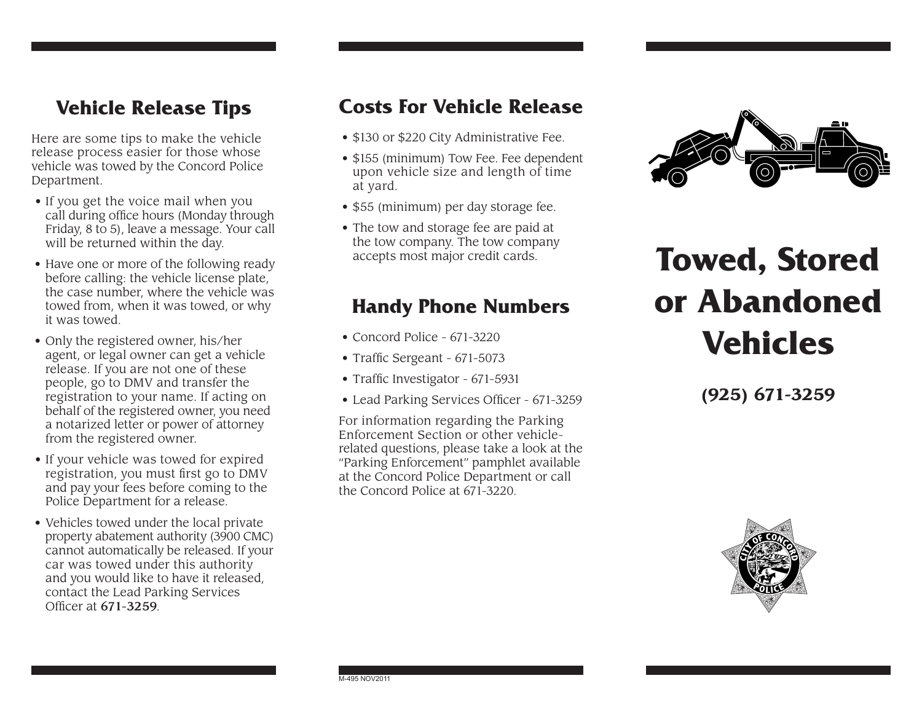## Vehicle Release Tips

Here are some tips to make the vehicle release process easier for those whose vehicle was towed by the Concord Police Department.

- If you get the voice mail when you call during office hours (Monday through Friday, 8 to 5), leave a message. Your call will be returned within the day.
- Have one or more of the following ready before calling: the vehicle license plate, the case number, where the vehicle was towed from, when it was towed, or why it was towed.
- Only the registered owner, his/her agent, or legal owner can get a vehicle release. If you are not one of these people, go to DMV and transfer the registration to your name. If acting on behalf of the registered owner, you need a notarized letter or power of attorney from the registered owner.
- If your vehicle was towed for expired registration, you must first go to DMV and pay your fees before coming to the Police Department for a release.
- Vehicles towed under the local private property abatement authority (3900 CMC) cannot automatically be released. If your car was towed under this authority and you would like to have it released, contact the Lead Parking Services Officer at **671-3259**.

## Costs For Vehicle Release

- $130 or $220 City Administrative Fee.
- $155 (minimum) Tow Fee. Fee dependent upon vehicle size and length of time at yard.
- $55 (minimum) per day storage fee.
- The tow and storage fee are paid at the tow company. The tow company accepts most major credit cards.

## Handy Phone Numbers

- Concord Police - 671-3220
- Traffic Sergeant - 671-5073
- Traffic Investigator - 671-5931
- Lead Parking Services Officer - 671-3259

For information regarding the Parking Enforcement Section or other vehicle-related questions, please take a look at the "Parking Enforcement" pamphlet available at the Concord Police Department or call the Concord Police at 671-3220.

M-495 NOV2011

# Towed, Stored or Abandoned Vehicles

**(925) 671-3259**

CITY OF CONCORD POLICE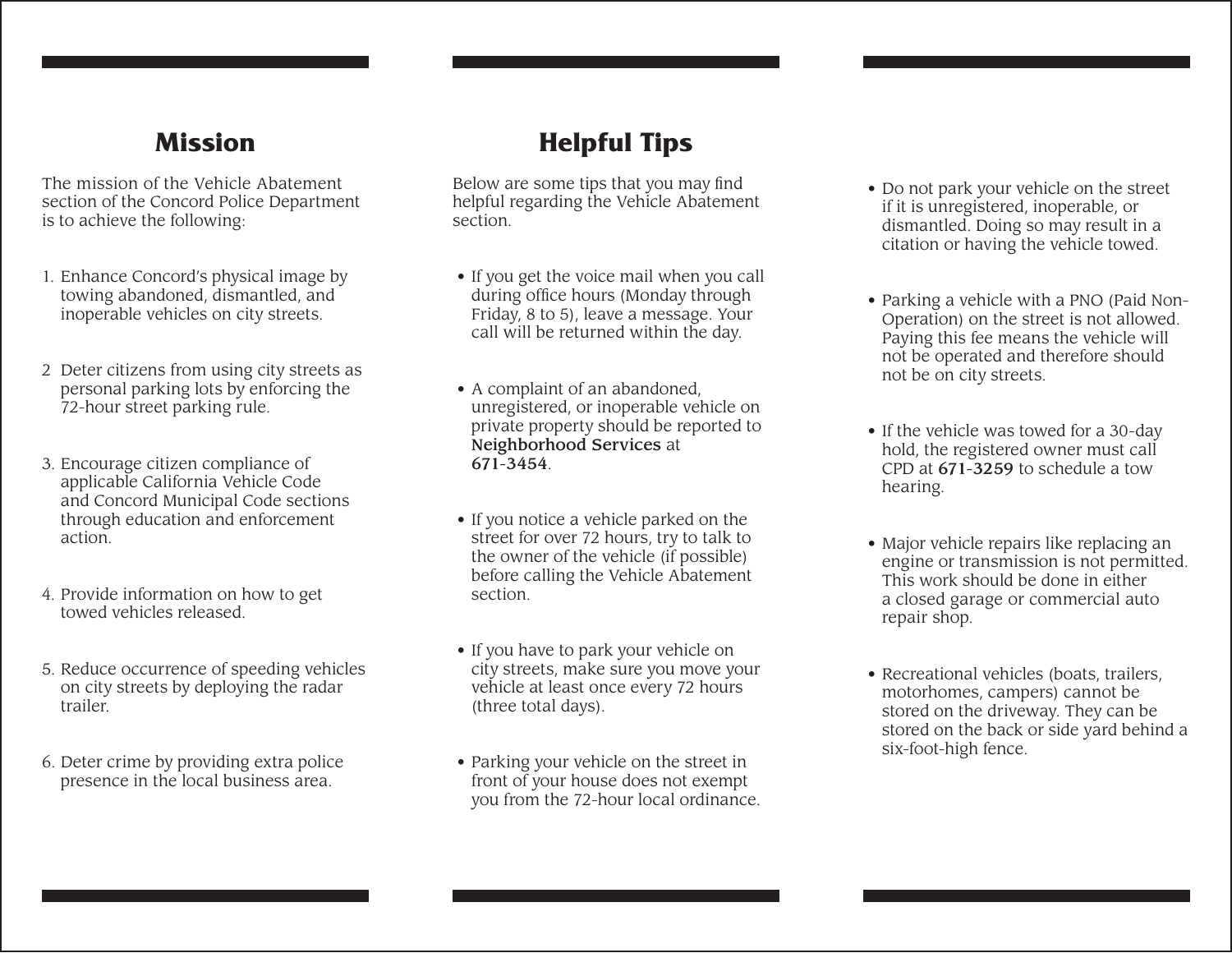## Mission

The mission of the Vehicle Abatement section of the Concord Police Department is to achieve the following:

1. Enhance Concord's physical image by towing abandoned, dismantled, and inoperable vehicles on city streets.

2 Deter citizens from using city streets as personal parking lots by enforcing the 72-hour street parking rule.

3. Encourage citizen compliance of applicable California Vehicle Code and Concord Municipal Code sections through education and enforcement action.

4. Provide information on how to get towed vehicles released.

5. Reduce occurrence of speeding vehicles on city streets by deploying the radar trailer.

6. Deter crime by providing extra police presence in the local business area.

## Helpful Tips

Below are some tips that you may find helpful regarding the Vehicle Abatement section.

- If you get the voice mail when you call during office hours (Monday through Friday, 8 to 5), leave a message. Your call will be returned within the day.

- A complaint of an abandoned, unregistered, or inoperable vehicle on private property should be reported to **Neighborhood Services** at **671-3454**.

- If you notice a vehicle parked on the street for over 72 hours, try to talk to the owner of the vehicle (if possible) before calling the Vehicle Abatement section.

- If you have to park your vehicle on city streets, make sure you move your vehicle at least once every 72 hours (three total days).

- Parking your vehicle on the street in front of your house does not exempt you from the 72-hour local ordinance.

- Do not park your vehicle on the street if it is unregistered, inoperable, or dismantled. Doing so may result in a citation or having the vehicle towed.

- Parking a vehicle with a PNO (Paid Non-Operation) on the street is not allowed. Paying this fee means the vehicle will not be operated and therefore should not be on city streets.

- If the vehicle was towed for a 30-day hold, the registered owner must call CPD at **671-3259** to schedule a tow hearing.

- Major vehicle repairs like replacing an engine or transmission is not permitted. This work should be done in either a closed garage or commercial auto repair shop.

- Recreational vehicles (boats, trailers, motorhomes, campers) cannot be stored on the driveway. They can be stored on the back or side yard behind a six-foot-high fence.